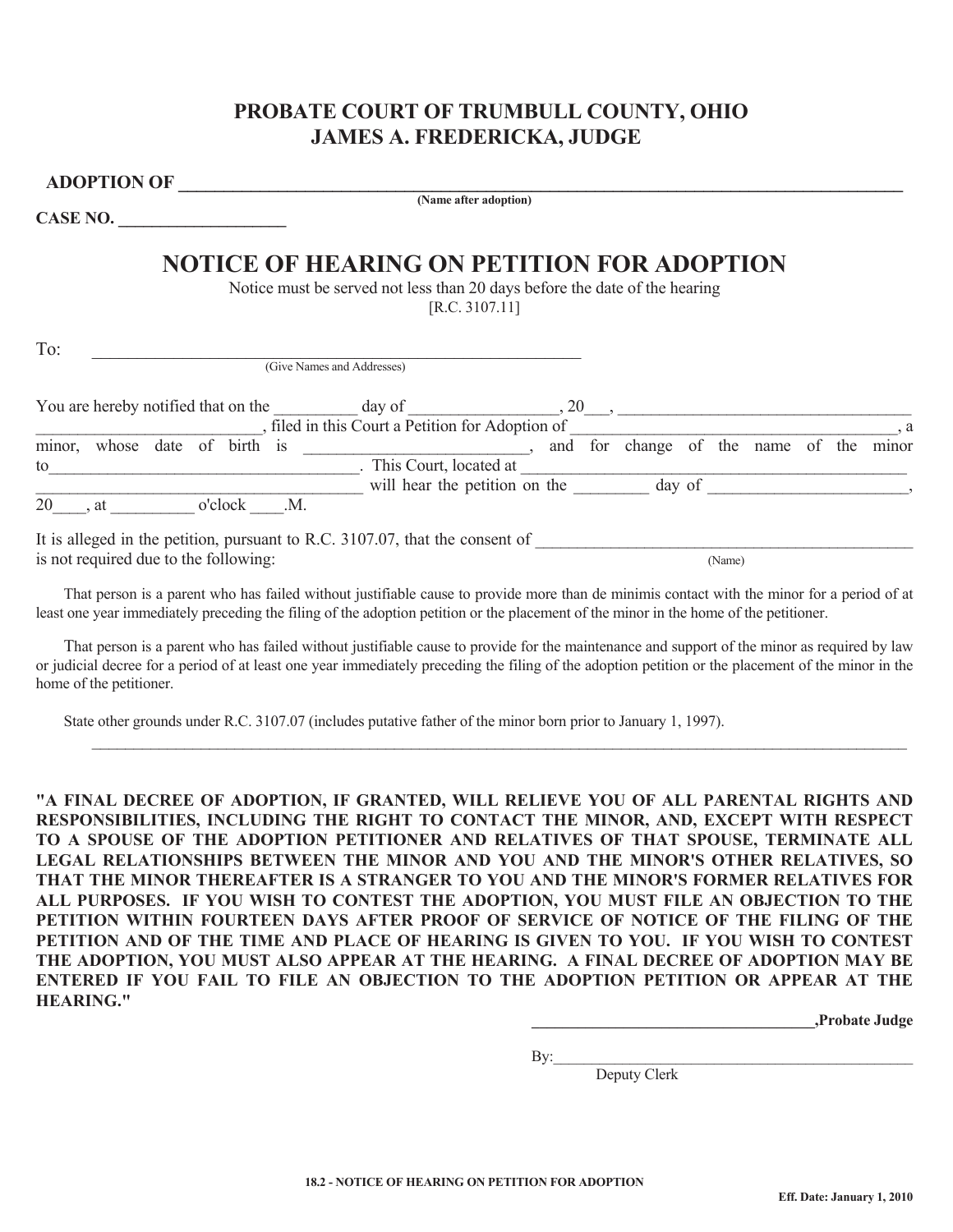# PROBATE COURT OF TRUMBULL COUNTY, OHIO
# JAMES A. FREDERICKA, JUDGE

**ADOPTION OF** ______________________________________________________________________________
(Name after adoption)

**CASE NO.** ____________________

## NOTICE OF HEARING ON PETITION FOR ADOPTION

Notice must be served not less than 20 days before the date of the hearing
[R.C. 3107.11]

To: ______________________________________________________
(Give Names and Addresses)

You are hereby notified that on the __________ day of __________________, 20___, ____________________________________ ___________________________, filed in this Court a Petition for Adoption of _________________________________________, a minor, whose date of birth is __________________________, and for change of the name of the minor to_____________________________________. This Court, located at ______________________________________________ _______________________________________ will hear the petition on the _________ day of ________________________, 20____, at __________ o'clock ____.M.

It is alleged in the petition, pursuant to R.C. 3107.07, that the consent of ______________________________________________ is not required due to the following:
(Name)

That person is a parent who has failed without justifiable cause to provide more than de minimis contact with the minor for a period of at least one year immediately preceding the filing of the adoption petition or the placement of the minor in the home of the petitioner.

That person is a parent who has failed without justifiable cause to provide for the maintenance and support of the minor as required by law or judicial decree for a period of at least one year immediately preceding the filing of the adoption petition or the placement of the minor in the home of the petitioner.

State other grounds under R.C. 3107.07 (includes putative father of the minor born prior to January 1, 1997).

______________________________________________________________________________________________

**"A FINAL DECREE OF ADOPTION, IF GRANTED, WILL RELIEVE YOU OF ALL PARENTAL RIGHTS AND RESPONSIBILITIES, INCLUDING THE RIGHT TO CONTACT THE MINOR, AND, EXCEPT WITH RESPECT TO A SPOUSE OF THE ADOPTION PETITIONER AND RELATIVES OF THAT SPOUSE, TERMINATE ALL LEGAL RELATIONSHIPS BETWEEN THE MINOR AND YOU AND THE MINOR'S OTHER RELATIVES, SO THAT THE MINOR THEREAFTER IS A STRANGER TO YOU AND THE MINOR'S FORMER RELATIVES FOR ALL PURPOSES. IF YOU WISH TO CONTEST THE ADOPTION, YOU MUST FILE AN OBJECTION TO THE PETITION WITHIN FOURTEEN DAYS AFTER PROOF OF SERVICE OF NOTICE OF THE FILING OF THE PETITION AND OF THE TIME AND PLACE OF HEARING IS GIVEN TO YOU. IF YOU WISH TO CONTEST THE ADOPTION, YOU MUST ALSO APPEAR AT THE HEARING. A FINAL DECREE OF ADOPTION MAY BE ENTERED IF YOU FAIL TO FILE AN OBJECTION TO THE ADOPTION PETITION OR APPEAR AT THE HEARING."**

___________________________________**,Probate Judge**

By:_____________________________________________
Deputy Clerk

**18.2 - NOTICE OF HEARING ON PETITION FOR ADOPTION**

**Eff. Date: January 1, 2010**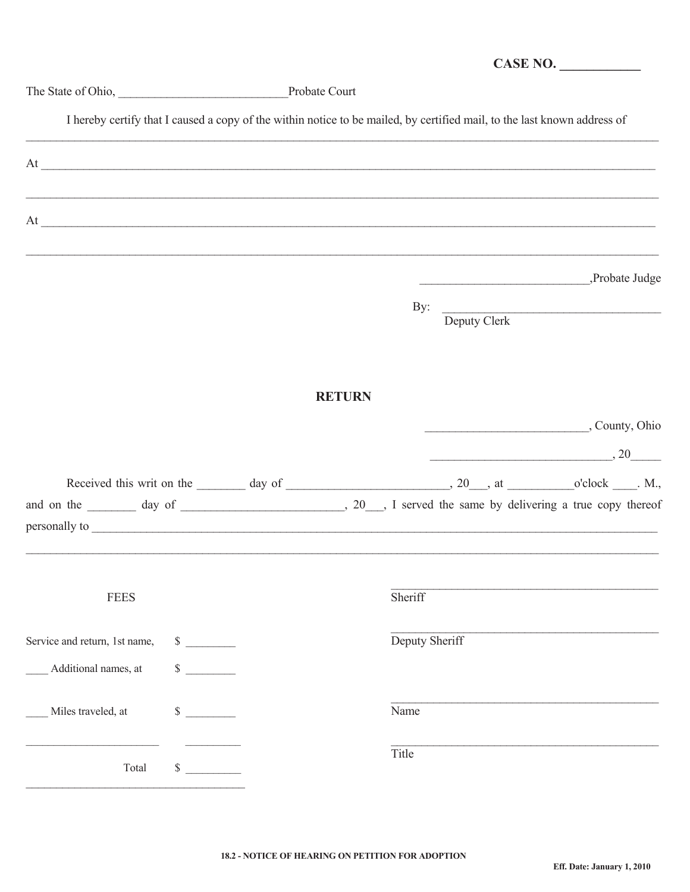**CASE NO. ____________**

The State of Ohio, ____________________________Probate Court

I hereby certify that I caused a copy of the within notice to be mailed, by certified mail, to the last known address of

______________________________________________________________________________________________

At ____________________________________________________________________________________________

______________________________________________________________________________________________

At ____________________________________________________________________________________________

______________________________________________________________________________________________

____________________________,Probate Judge

By: ______________________________________
Deputy Clerk

## RETURN

___________________________, County, Ohio

______________________________, 20_____

Received this writ on the ________ day of __________________________, 20___, at __________o'clock ____. M., and on the ________ day of __________________________, 20___, I served the same by delivering a true copy thereof personally to ______________________________________________________________________________________

______________________________________________________________________________________________

| FEES | |
|---|---|
| Service and return, 1st name, | $ _________ |
| ____ Additional names, at | $ _________ |
| ____ Miles traveled, at | $ _________ |
| _______________________ | _________ |
| Total | $ _________ |

_____________________________________

_____________________________________________
Sheriff

_____________________________________________
Deputy Sheriff

_____________________________________________
Name

_____________________________________________
Title

18.2 - NOTICE OF HEARING ON PETITION FOR ADOPTION

Eff. Date: January 1, 2010